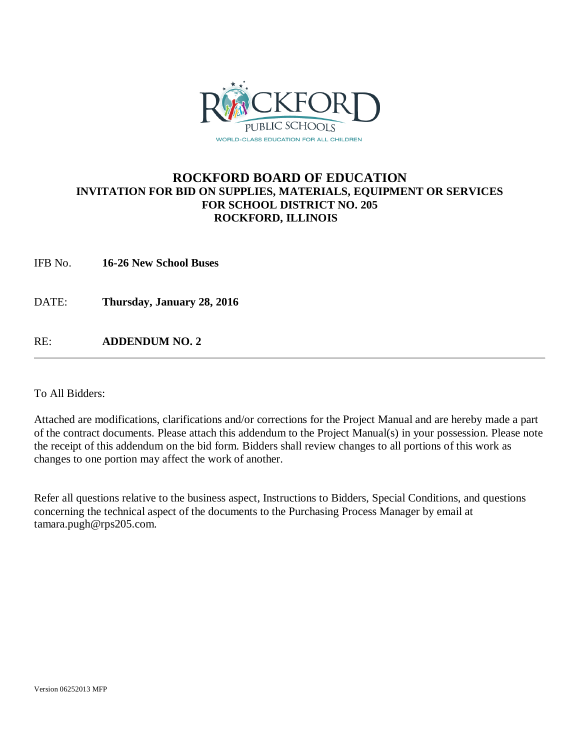# ROCKFORD BOARD OF EDUCATION

## INVITATION FOR BID ON SUPPLIES, MATERIALS, EQUIPMENT OR SERVICES FOR SCHOOL DISTRICT NO. 205 ROCKFORD, ILLINOIS

IFB No. **16-26 New School Buses**

DATE: **Thursday, January 28, 2016**

RE: **ADDENDUM NO. 2**

---

To All Bidders:

Attached are modifications, clarifications and/or corrections for the Project Manual and are hereby made a part of the contract documents. Please attach this addendum to the Project Manual(s) in your possession. Please note the receipt of this addendum on the bid form. Bidders shall review changes to all portions of this work as changes to one portion may affect the work of another.

Refer all questions relative to the business aspect, Instructions to Bidders, Special Conditions, and questions concerning the technical aspect of the documents to the Purchasing Process Manager by email at tamara.pugh@rps205.com.

Version 06252013 MFP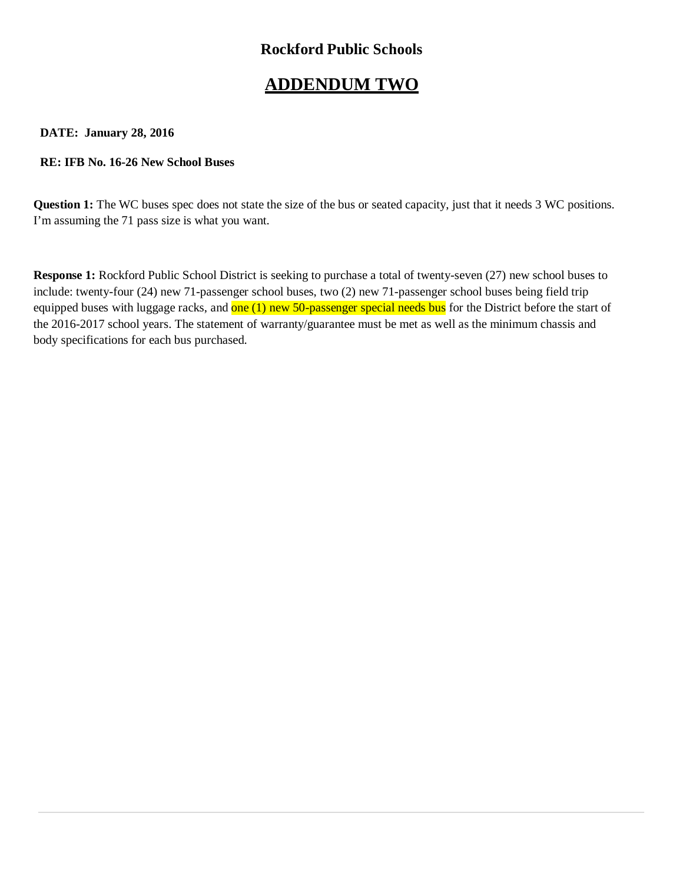# Rockford Public Schools

## ADDENDUM TWO

**DATE: January 28, 2016**

**RE: IFB No. 16-26 New School Buses**

**Question 1:** The WC buses spec does not state the size of the bus or seated capacity, just that it needs 3 WC positions. I'm assuming the 71 pass size is what you want.

**Response 1:** Rockford Public School District is seeking to purchase a total of twenty-seven (27) new school buses to include: twenty-four (24) new 71-passenger school buses, two (2) new 71-passenger school buses being field trip equipped buses with luggage racks, and one (1) new 50-passenger special needs bus for the District before the start of the 2016-2017 school years. The statement of warranty/guarantee must be met as well as the minimum chassis and body specifications for each bus purchased.